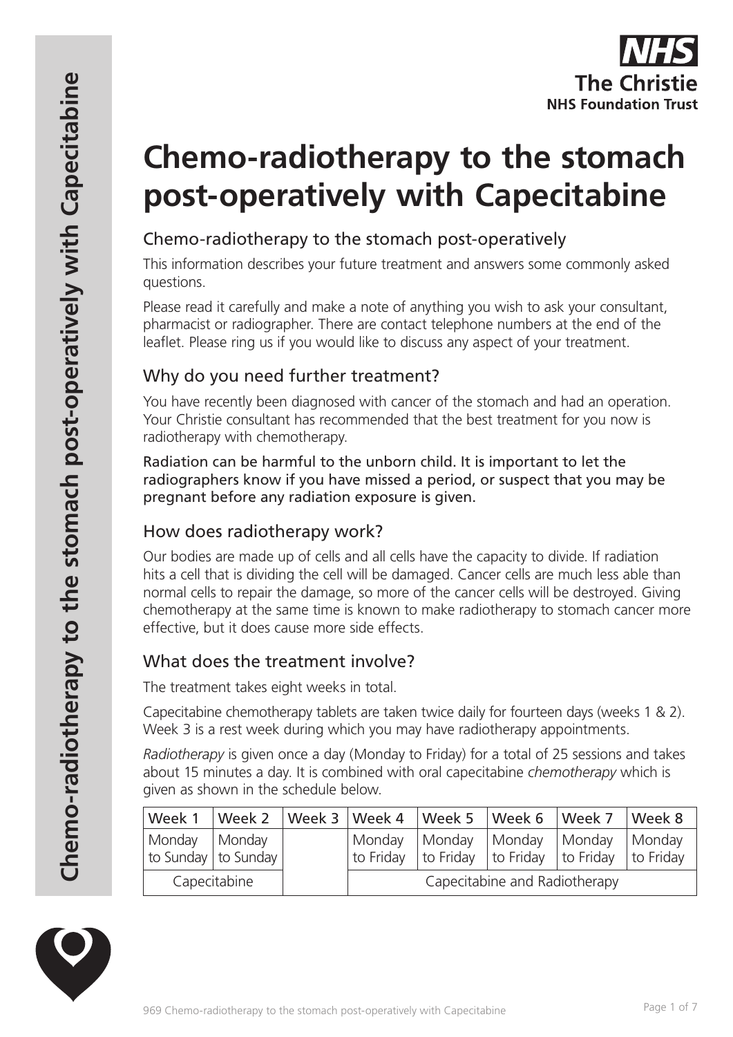# Chemo-radiotherapy to the stomach post-operatively with Capecitabine

## Chemo-radiotherapy to the stomach post-operatively

This information describes your future treatment and answers some commonly asked questions.

Please read it carefully and make a note of anything you wish to ask your consultant, pharmacist or radiographer. There are contact telephone numbers at the end of the leaflet. Please ring us if you would like to discuss any aspect of your treatment.

## Why do you need further treatment?

You have recently been diagnosed with cancer of the stomach and had an operation. Your Christie consultant has recommended that the best treatment for you now is radiotherapy with chemotherapy.

Radiation can be harmful to the unborn child. It is important to let the radiographers know if you have missed a period, or suspect that you may be pregnant before any radiation exposure is given.

## How does radiotherapy work?

Our bodies are made up of cells and all cells have the capacity to divide. If radiation hits a cell that is dividing the cell will be damaged. Cancer cells are much less able than normal cells to repair the damage, so more of the cancer cells will be destroyed. Giving chemotherapy at the same time is known to make radiotherapy to stomach cancer more effective, but it does cause more side effects.

## What does the treatment involve?

The treatment takes eight weeks in total.

Capecitabine chemotherapy tablets are taken twice daily for fourteen days (weeks 1 & 2). Week 3 is a rest week during which you may have radiotherapy appointments.

*Radiotherapy* is given once a day (Monday to Friday) for a total of 25 sessions and takes about 15 minutes a day. It is combined with oral capecitabine *chemotherapy* which is given as shown in the schedule below.

| Week 1 | Week 2 | Week 3 | Week 4 | Week 5 | Week 6 | Week 7 | Week 8 |
|---|---|---|---|---|---|---|---|
| Monday to Sunday | Monday to Sunday | | Monday to Friday | Monday to Friday | Monday to Friday | Monday to Friday | Monday to Friday |
| Capecitabine | | | Capecitabine and Radiotherapy | | | | |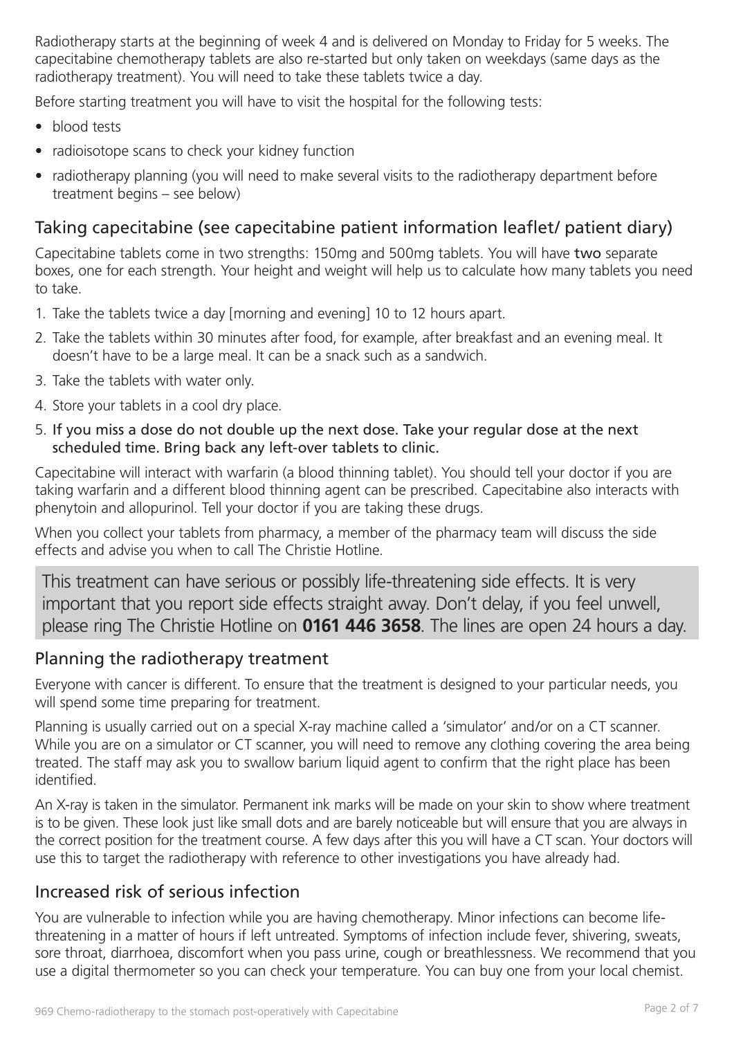Radiotherapy starts at the beginning of week 4 and is delivered on Monday to Friday for 5 weeks. The capecitabine chemotherapy tablets are also re-started but only taken on weekdays (same days as the radiotherapy treatment). You will need to take these tablets twice a day.

Before starting treatment you will have to visit the hospital for the following tests:

- blood tests
- radioisotope scans to check your kidney function
- radiotherapy planning (you will need to make several visits to the radiotherapy department before treatment begins – see below)

## Taking capecitabine (see capecitabine patient information leaflet/ patient diary)

Capecitabine tablets come in two strengths: 150mg and 500mg tablets. You will have **two** separate boxes, one for each strength. Your height and weight will help us to calculate how many tablets you need to take.

1. Take the tablets twice a day [morning and evening] 10 to 12 hours apart.
2. Take the tablets within 30 minutes after food, for example, after breakfast and an evening meal. It doesn't have to be a large meal. It can be a snack such as a sandwich.
3. Take the tablets with water only.
4. Store your tablets in a cool dry place.
5. **If you miss a dose do not double up the next dose. Take your regular dose at the next scheduled time. Bring back any left-over tablets to clinic.**

Capecitabine will interact with warfarin (a blood thinning tablet). You should tell your doctor if you are taking warfarin and a different blood thinning agent can be prescribed. Capecitabine also interacts with phenytoin and allopurinol. Tell your doctor if you are taking these drugs.

When you collect your tablets from pharmacy, a member of the pharmacy team will discuss the side effects and advise you when to call The Christie Hotline.

> This treatment can have serious or possibly life-threatening side effects. It is very important that you report side effects straight away. Don't delay, if you feel unwell, please ring The Christie Hotline on **0161 446 3658**. The lines are open 24 hours a day.

## Planning the radiotherapy treatment

Everyone with cancer is different. To ensure that the treatment is designed to your particular needs, you will spend some time preparing for treatment.

Planning is usually carried out on a special X-ray machine called a 'simulator' and/or on a CT scanner. While you are on a simulator or CT scanner, you will need to remove any clothing covering the area being treated. The staff may ask you to swallow barium liquid agent to confirm that the right place has been identified.

An X-ray is taken in the simulator. Permanent ink marks will be made on your skin to show where treatment is to be given. These look just like small dots and are barely noticeable but will ensure that you are always in the correct position for the treatment course. A few days after this you will have a CT scan. Your doctors will use this to target the radiotherapy with reference to other investigations you have already had.

## Increased risk of serious infection

You are vulnerable to infection while you are having chemotherapy. Minor infections can become life-threatening in a matter of hours if left untreated. Symptoms of infection include fever, shivering, sweats, sore throat, diarrhoea, discomfort when you pass urine, cough or breathlessness. We recommend that you use a digital thermometer so you can check your temperature. You can buy one from your local chemist.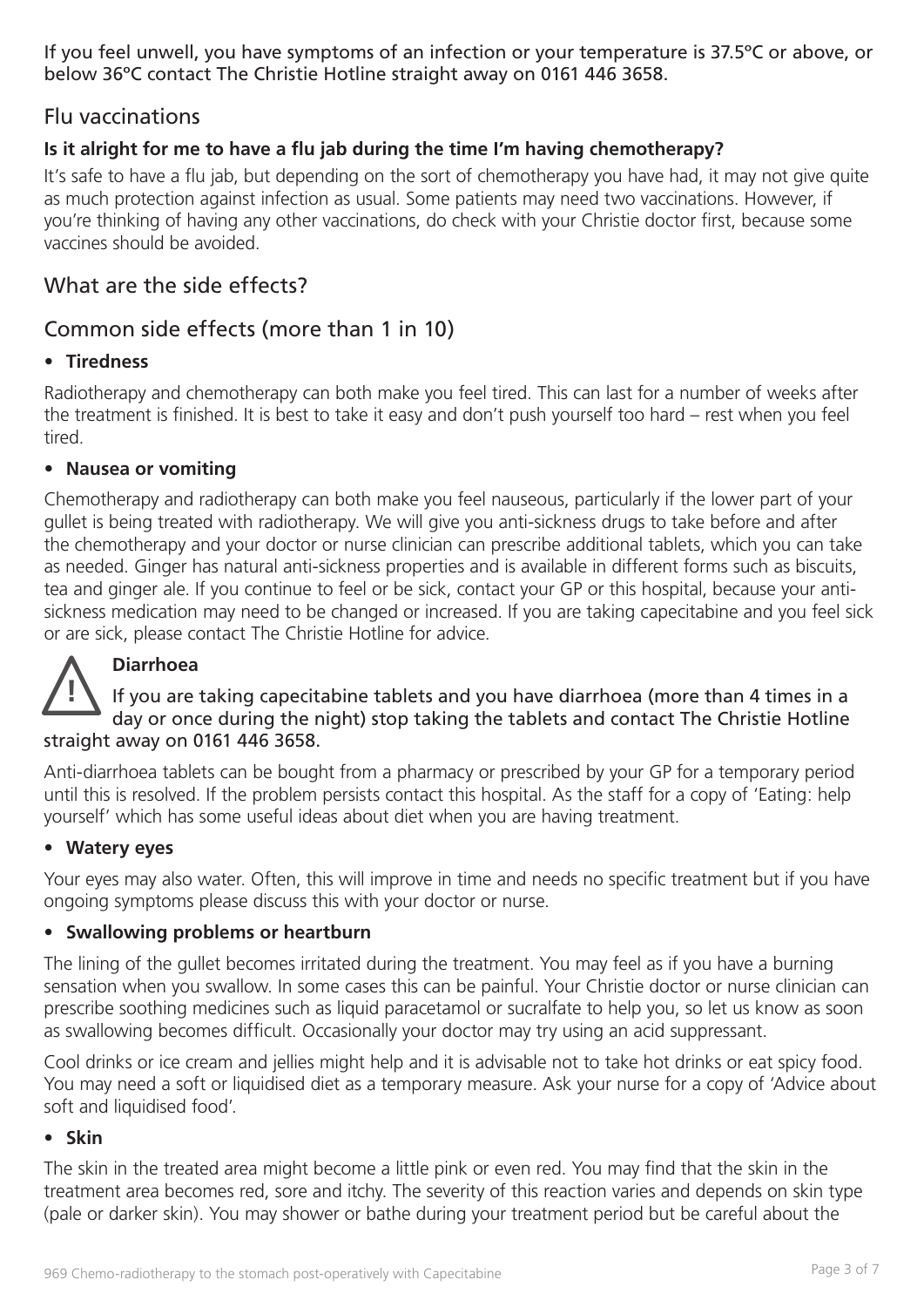If you feel unwell, you have symptoms of an infection or your temperature is 37.5ºC or above, or below 36ºC contact The Christie Hotline straight away on 0161 446 3658.

## Flu vaccinations

### Is it alright for me to have a flu jab during the time I'm having chemotherapy?

It's safe to have a flu jab, but depending on the sort of chemotherapy you have had, it may not give quite as much protection against infection as usual. Some patients may need two vaccinations. However, if you're thinking of having any other vaccinations, do check with your Christie doctor first, because some vaccines should be avoided.

## What are the side effects?

## Common side effects (more than 1 in 10)

- **Tiredness**

Radiotherapy and chemotherapy can both make you feel tired. This can last for a number of weeks after the treatment is finished. It is best to take it easy and don't push yourself too hard – rest when you feel tired.

- **Nausea or vomiting**

Chemotherapy and radiotherapy can both make you feel nauseous, particularly if the lower part of your gullet is being treated with radiotherapy. We will give you anti-sickness drugs to take before and after the chemotherapy and your doctor or nurse clinician can prescribe additional tablets, which you can take as needed. Ginger has natural anti-sickness properties and is available in different forms such as biscuits, tea and ginger ale. If you continue to feel or be sick, contact your GP or this hospital, because your anti-sickness medication may need to be changed or increased. If you are taking capecitabine and you feel sick or are sick, please contact The Christie Hotline for advice.

**Diarrhoea**

If you are taking capecitabine tablets and you have diarrhoea (more than 4 times in a day or once during the night) stop taking the tablets and contact The Christie Hotline straight away on 0161 446 3658.

Anti-diarrhoea tablets can be bought from a pharmacy or prescribed by your GP for a temporary period until this is resolved. If the problem persists contact this hospital. As the staff for a copy of 'Eating: help yourself' which has some useful ideas about diet when you are having treatment.

- **Watery eyes**

Your eyes may also water. Often, this will improve in time and needs no specific treatment but if you have ongoing symptoms please discuss this with your doctor or nurse.

- **Swallowing problems or heartburn**

The lining of the gullet becomes irritated during the treatment. You may feel as if you have a burning sensation when you swallow. In some cases this can be painful. Your Christie doctor or nurse clinician can prescribe soothing medicines such as liquid paracetamol or sucralfate to help you, so let us know as soon as swallowing becomes difficult. Occasionally your doctor may try using an acid suppressant.

Cool drinks or ice cream and jellies might help and it is advisable not to take hot drinks or eat spicy food. You may need a soft or liquidised diet as a temporary measure. Ask your nurse for a copy of 'Advice about soft and liquidised food'.

- **Skin**

The skin in the treated area might become a little pink or even red. You may find that the skin in the treatment area becomes red, sore and itchy. The severity of this reaction varies and depends on skin type (pale or darker skin). You may shower or bathe during your treatment period but be careful about the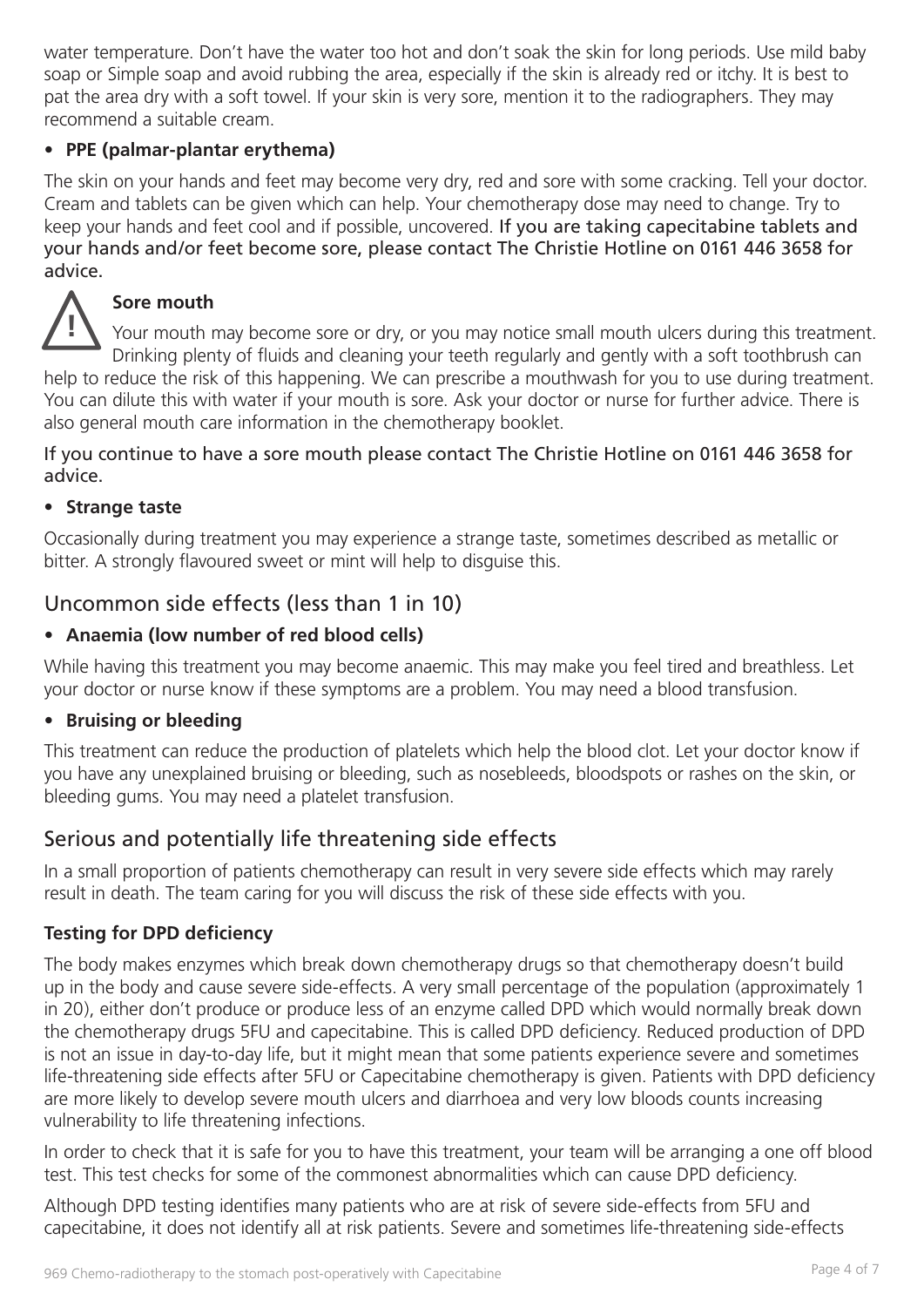water temperature. Don't have the water too hot and don't soak the skin for long periods. Use mild baby soap or Simple soap and avoid rubbing the area, especially if the skin is already red or itchy. It is best to pat the area dry with a soft towel. If your skin is very sore, mention it to the radiographers. They may recommend a suitable cream.

- **PPE (palmar-plantar erythema)**

The skin on your hands and feet may become very dry, red and sore with some cracking. Tell your doctor. Cream and tablets can be given which can help. Your chemotherapy dose may need to change. Try to keep your hands and feet cool and if possible, uncovered. **If you are taking capecitabine tablets and your hands and/or feet become sore, please contact The Christie Hotline on 0161 446 3658 for advice.**

**Sore mouth**

Your mouth may become sore or dry, or you may notice small mouth ulcers during this treatment. Drinking plenty of fluids and cleaning your teeth regularly and gently with a soft toothbrush can help to reduce the risk of this happening. We can prescribe a mouthwash for you to use during treatment. You can dilute this with water if your mouth is sore. Ask your doctor or nurse for further advice. There is also general mouth care information in the chemotherapy booklet.

**If you continue to have a sore mouth please contact The Christie Hotline on 0161 446 3658 for advice.**

- **Strange taste**

Occasionally during treatment you may experience a strange taste, sometimes described as metallic or bitter. A strongly flavoured sweet or mint will help to disguise this.

## Uncommon side effects (less than 1 in 10)

- **Anaemia (low number of red blood cells)**

While having this treatment you may become anaemic. This may make you feel tired and breathless. Let your doctor or nurse know if these symptoms are a problem. You may need a blood transfusion.

- **Bruising or bleeding**

This treatment can reduce the production of platelets which help the blood clot. Let your doctor know if you have any unexplained bruising or bleeding, such as nosebleeds, bloodspots or rashes on the skin, or bleeding gums. You may need a platelet transfusion.

## Serious and potentially life threatening side effects

In a small proportion of patients chemotherapy can result in very severe side effects which may rarely result in death. The team caring for you will discuss the risk of these side effects with you.

### Testing for DPD deficiency

The body makes enzymes which break down chemotherapy drugs so that chemotherapy doesn't build up in the body and cause severe side-effects. A very small percentage of the population (approximately 1 in 20), either don't produce or produce less of an enzyme called DPD which would normally break down the chemotherapy drugs 5FU and capecitabine. This is called DPD deficiency. Reduced production of DPD is not an issue in day-to-day life, but it might mean that some patients experience severe and sometimes life-threatening side effects after 5FU or Capecitabine chemotherapy is given. Patients with DPD deficiency are more likely to develop severe mouth ulcers and diarrhoea and very low bloods counts increasing vulnerability to life threatening infections.

In order to check that it is safe for you to have this treatment, your team will be arranging a one off blood test. This test checks for some of the commonest abnormalities which can cause DPD deficiency.

Although DPD testing identifies many patients who are at risk of severe side-effects from 5FU and capecitabine, it does not identify all at risk patients. Severe and sometimes life-threatening side-effects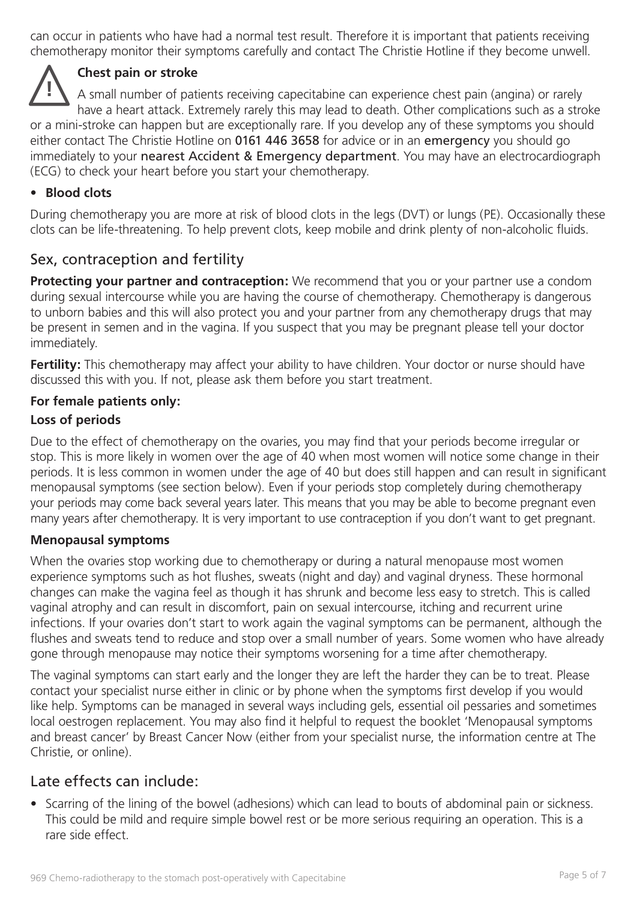can occur in patients who have had a normal test result. Therefore it is important that patients receiving chemotherapy monitor their symptoms carefully and contact The Christie Hotline if they become unwell.

**Chest pain or stroke**

A small number of patients receiving capecitabine can experience chest pain (angina) or rarely have a heart attack. Extremely rarely this may lead to death. Other complications such as a stroke or a mini-stroke can happen but are exceptionally rare. If you develop any of these symptoms you should either contact The Christie Hotline on 0161 446 3658 for advice or in an emergency you should go immediately to your nearest Accident & Emergency department. You may have an electrocardiograph (ECG) to check your heart before you start your chemotherapy.

- **Blood clots**

During chemotherapy you are more at risk of blood clots in the legs (DVT) or lungs (PE). Occasionally these clots can be life-threatening. To help prevent clots, keep mobile and drink plenty of non-alcoholic fluids.

## Sex, contraception and fertility

**Protecting your partner and contraception:** We recommend that you or your partner use a condom during sexual intercourse while you are having the course of chemotherapy. Chemotherapy is dangerous to unborn babies and this will also protect you and your partner from any chemotherapy drugs that may be present in semen and in the vagina. If you suspect that you may be pregnant please tell your doctor immediately.

**Fertility:** This chemotherapy may affect your ability to have children. Your doctor or nurse should have discussed this with you. If not, please ask them before you start treatment.

**For female patients only:**

**Loss of periods**

Due to the effect of chemotherapy on the ovaries, you may find that your periods become irregular or stop. This is more likely in women over the age of 40 when most women will notice some change in their periods. It is less common in women under the age of 40 but does still happen and can result in significant menopausal symptoms (see section below). Even if your periods stop completely during chemotherapy your periods may come back several years later. This means that you may be able to become pregnant even many years after chemotherapy. It is very important to use contraception if you don't want to get pregnant.

**Menopausal symptoms**

When the ovaries stop working due to chemotherapy or during a natural menopause most women experience symptoms such as hot flushes, sweats (night and day) and vaginal dryness. These hormonal changes can make the vagina feel as though it has shrunk and become less easy to stretch. This is called vaginal atrophy and can result in discomfort, pain on sexual intercourse, itching and recurrent urine infections. If your ovaries don't start to work again the vaginal symptoms can be permanent, although the flushes and sweats tend to reduce and stop over a small number of years. Some women who have already gone through menopause may notice their symptoms worsening for a time after chemotherapy.

The vaginal symptoms can start early and the longer they are left the harder they can be to treat. Please contact your specialist nurse either in clinic or by phone when the symptoms first develop if you would like help. Symptoms can be managed in several ways including gels, essential oil pessaries and sometimes local oestrogen replacement. You may also find it helpful to request the booklet 'Menopausal symptoms and breast cancer' by Breast Cancer Now (either from your specialist nurse, the information centre at The Christie, or online).

## Late effects can include:

- Scarring of the lining of the bowel (adhesions) which can lead to bouts of abdominal pain or sickness. This could be mild and require simple bowel rest or be more serious requiring an operation. This is a rare side effect.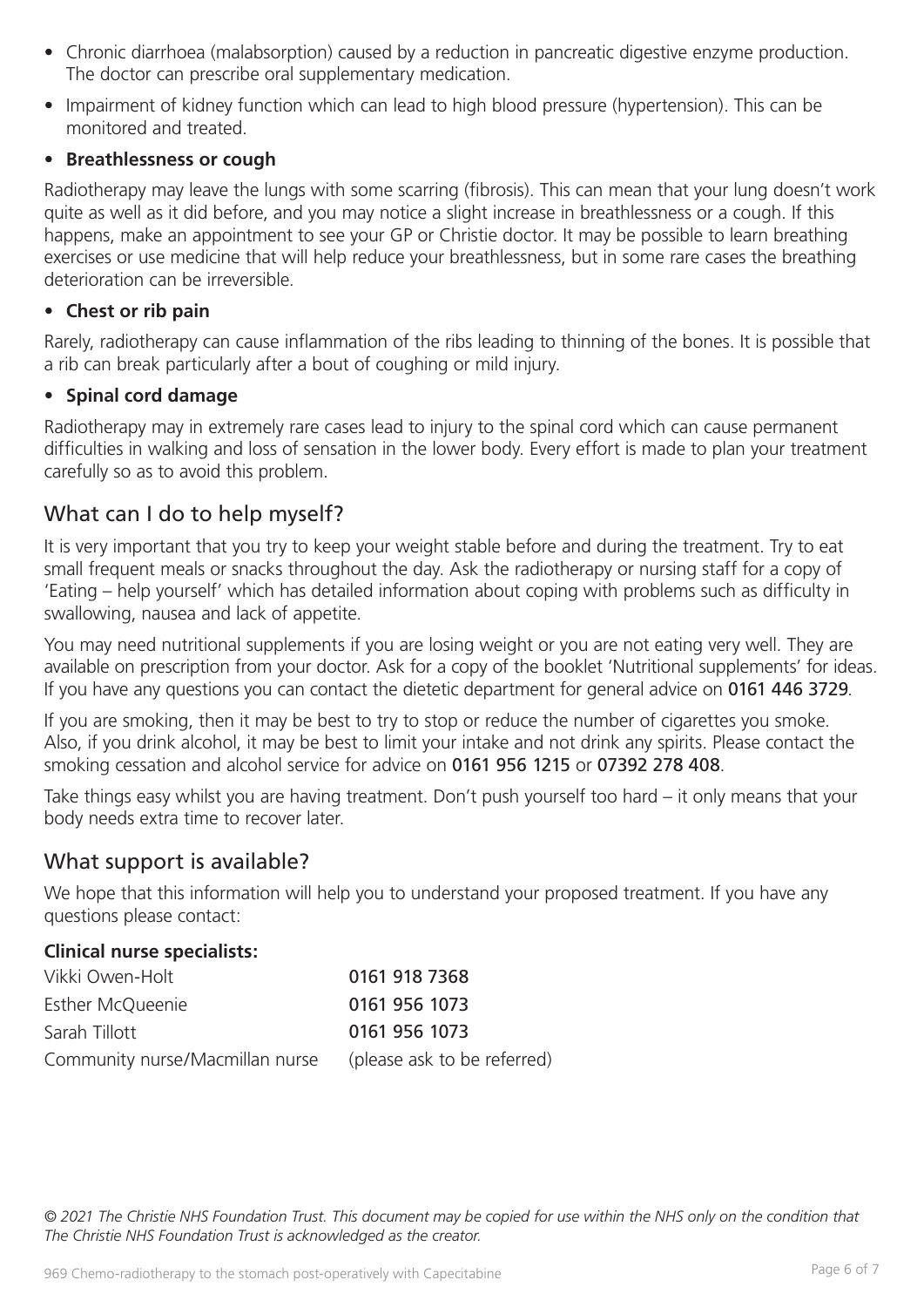- Chronic diarrhoea (malabsorption) caused by a reduction in pancreatic digestive enzyme production. The doctor can prescribe oral supplementary medication.
- Impairment of kidney function which can lead to high blood pressure (hypertension). This can be monitored and treated.
- **Breathlessness or cough**

Radiotherapy may leave the lungs with some scarring (fibrosis). This can mean that your lung doesn't work quite as well as it did before, and you may notice a slight increase in breathlessness or a cough. If this happens, make an appointment to see your GP or Christie doctor. It may be possible to learn breathing exercises or use medicine that will help reduce your breathlessness, but in some rare cases the breathing deterioration can be irreversible.

- **Chest or rib pain**

Rarely, radiotherapy can cause inflammation of the ribs leading to thinning of the bones. It is possible that a rib can break particularly after a bout of coughing or mild injury.

- **Spinal cord damage**

Radiotherapy may in extremely rare cases lead to injury to the spinal cord which can cause permanent difficulties in walking and loss of sensation in the lower body. Every effort is made to plan your treatment carefully so as to avoid this problem.

## What can I do to help myself?

It is very important that you try to keep your weight stable before and during the treatment. Try to eat small frequent meals or snacks throughout the day. Ask the radiotherapy or nursing staff for a copy of 'Eating – help yourself' which has detailed information about coping with problems such as difficulty in swallowing, nausea and lack of appetite.

You may need nutritional supplements if you are losing weight or you are not eating very well. They are available on prescription from your doctor. Ask for a copy of the booklet 'Nutritional supplements' for ideas. If you have any questions you can contact the dietetic department for general advice on **0161 446 3729**.

If you are smoking, then it may be best to try to stop or reduce the number of cigarettes you smoke. Also, if you drink alcohol, it may be best to limit your intake and not drink any spirits. Please contact the smoking cessation and alcohol service for advice on **0161 956 1215** or **07392 278 408**.

Take things easy whilst you are having treatment. Don't push yourself too hard – it only means that your body needs extra time to recover later.

## What support is available?

We hope that this information will help you to understand your proposed treatment. If you have any questions please contact:

**Clinical nurse specialists:**

| | |
|---|---|
| Vikki Owen-Holt | **0161 918 7368** |
| Esther McQueenie | **0161 956 1073** |
| Sarah Tillott | **0161 956 1073** |
| Community nurse/Macmillan nurse | (please ask to be referred) |

*© 2021 The Christie NHS Foundation Trust. This document may be copied for use within the NHS only on the condition that The Christie NHS Foundation Trust is acknowledged as the creator.*

969 Chemo-radiotherapy to the stomach post-operatively with Capecitabine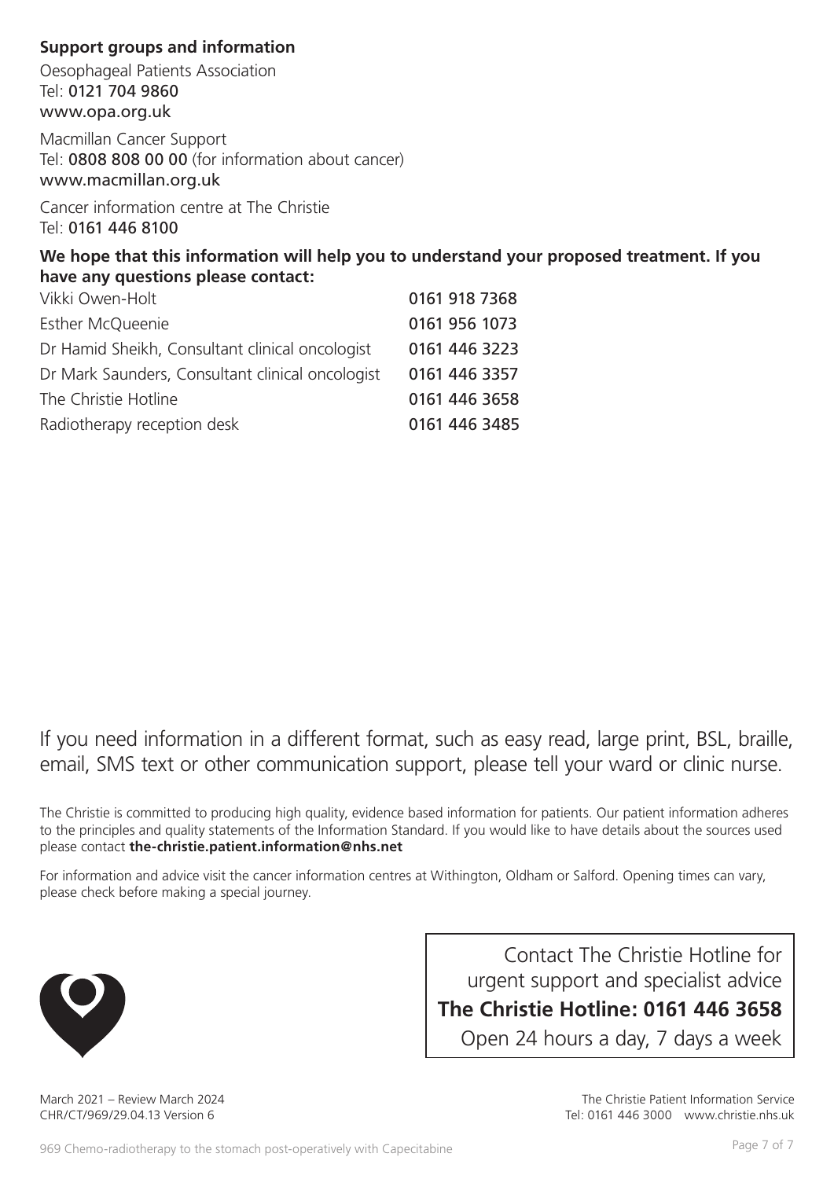## Support groups and information

Oesophageal Patients Association
Tel: 0121 704 9860
www.opa.org.uk

Macmillan Cancer Support
Tel: 0808 808 00 00 (for information about cancer)
www.macmillan.org.uk

Cancer information centre at The Christie
Tel: 0161 446 8100

**We hope that this information will help you to understand your proposed treatment. If you have any questions please contact:**

| | |
|---|---|
| Vikki Owen-Holt | 0161 918 7368 |
| Esther McQueenie | 0161 956 1073 |
| Dr Hamid Sheikh, Consultant clinical oncologist | 0161 446 3223 |
| Dr Mark Saunders, Consultant clinical oncologist | 0161 446 3357 |
| The Christie Hotline | 0161 446 3658 |
| Radiotherapy reception desk | 0161 446 3485 |

If you need information in a different format, such as easy read, large print, BSL, braille, email, SMS text or other communication support, please tell your ward or clinic nurse.

The Christie is committed to producing high quality, evidence based information for patients. Our patient information adheres to the principles and quality statements of the Information Standard. If you would like to have details about the sources used please contact **the-christie.patient.information@nhs.net**

For information and advice visit the cancer information centres at Withington, Oldham or Salford. Opening times can vary, please check before making a special journey.

Contact The Christie Hotline for urgent support and specialist advice
**The Christie Hotline: 0161 446 3658**
Open 24 hours a day, 7 days a week

March 2021 – Review March 2024
CHR/CT/969/29.04.13 Version 6

The Christie Patient Information Service
Tel: 0161 446 3000 www.christie.nhs.uk

969 Chemo-radiotherapy to the stomach post-operatively with Capecitabine